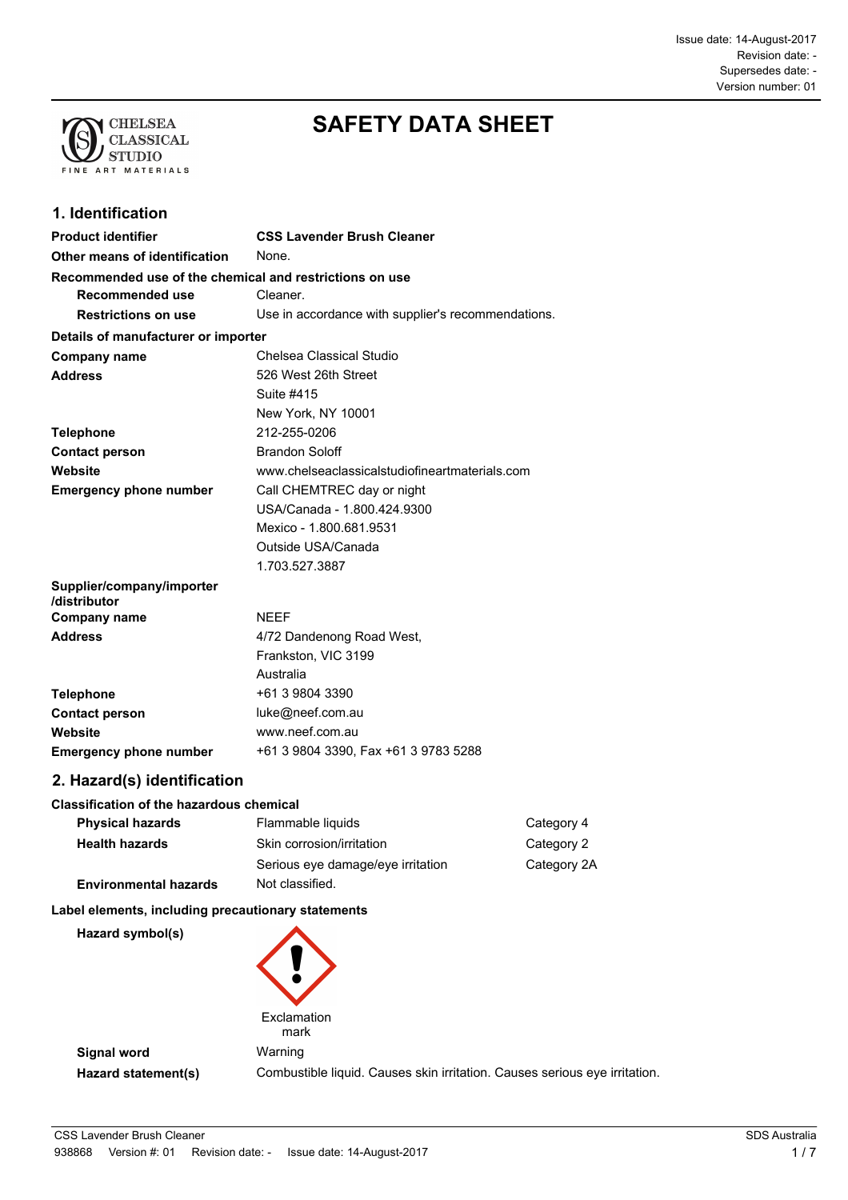Issue date: 14-August-2017
Revision date: -
Supersedes date: -
Version number: 01

# SAFETY DATA SHEET

## 1. Identification

| | |
|---|---|
| **Product identifier** | **CSS Lavender Brush Cleaner** |
| **Other means of identification** | None. |

**Recommended use of the chemical and restrictions on use**

| | |
|---|---|
| **Recommended use** | Cleaner. |
| **Restrictions on use** | Use in accordance with supplier's recommendations. |

**Details of manufacturer or importer**

| | |
|---|---|
| **Company name** | Chelsea Classical Studio |
| **Address** | 526 West 26th Street<br>Suite #415<br>New York, NY 10001 |
| **Telephone** | 212-255-0206 |
| **Contact person** | Brandon Soloff |
| **Website** | www.chelseaclassicalstudiofineartmaterials.com |
| **Emergency phone number** | Call CHEMTREC day or night<br>USA/Canada - 1.800.424.9300<br>Mexico - 1.800.681.9531<br>Outside USA/Canada<br>1.703.527.3887 |

**Supplier/company/importer /distributor**

| | |
|---|---|
| **Company name** | NEEF |
| **Address** | 4/72 Dandenong Road West,<br>Frankston, VIC 3199<br>Australia |
| **Telephone** | +61 3 9804 3390 |
| **Contact person** | luke@neef.com.au |
| **Website** | www.neef.com.au |
| **Emergency phone number** | +61 3 9804 3390, Fax +61 3 9783 5288 |

## 2. Hazard(s) identification

**Classification of the hazardous chemical**

| | | |
|---|---|---|
| **Physical hazards** | Flammable liquids | Category 4 |
| **Health hazards** | Skin corrosion/irritation | Category 2 |
| | Serious eye damage/eye irritation | Category 2A |
| **Environmental hazards** | Not classified. | |

**Label elements, including precautionary statements**

**Hazard symbol(s)**

Exclamation mark

| | |
|---|---|
| **Signal word** | Warning |
| **Hazard statement(s)** | Combustible liquid. Causes skin irritation. Causes serious eye irritation. |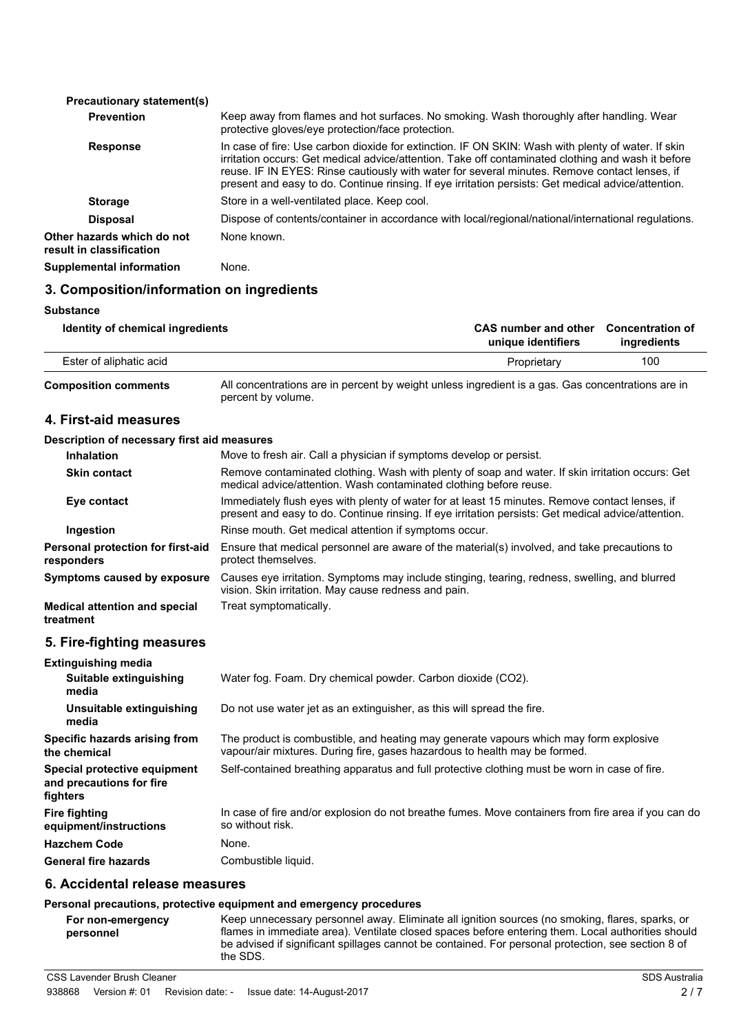**Precautionary statement(s)**

| | |
|---|---|
| **Prevention** | Keep away from flames and hot surfaces. No smoking. Wash thoroughly after handling. Wear protective gloves/eye protection/face protection. |
| **Response** | In case of fire: Use carbon dioxide for extinction. IF ON SKIN: Wash with plenty of water. If skin irritation occurs: Get medical advice/attention. Take off contaminated clothing and wash it before reuse. IF IN EYES: Rinse cautiously with water for several minutes. Remove contact lenses, if present and easy to do. Continue rinsing. If eye irritation persists: Get medical advice/attention. |
| **Storage** | Store in a well-ventilated place. Keep cool. |
| **Disposal** | Dispose of contents/container in accordance with local/regional/national/international regulations. |
| **Other hazards which do not result in classification** | None known. |
| **Supplemental information** | None. |

## 3. Composition/information on ingredients

**Substance**

| Identity of chemical ingredients | CAS number and other unique identifiers | Concentration of ingredients |
|---|---|---|
| Ester of aliphatic acid | Proprietary | 100 |

**Composition comments** All concentrations are in percent by weight unless ingredient is a gas. Gas concentrations are in percent by volume.

## 4. First-aid measures

**Description of necessary first aid measures**

| | |
|---|---|
| **Inhalation** | Move to fresh air. Call a physician if symptoms develop or persist. |
| **Skin contact** | Remove contaminated clothing. Wash with plenty of soap and water. If skin irritation occurs: Get medical advice/attention. Wash contaminated clothing before reuse. |
| **Eye contact** | Immediately flush eyes with plenty of water for at least 15 minutes. Remove contact lenses, if present and easy to do. Continue rinsing. If eye irritation persists: Get medical advice/attention. |
| **Ingestion** | Rinse mouth. Get medical attention if symptoms occur. |
| **Personal protection for first-aid responders** | Ensure that medical personnel are aware of the material(s) involved, and take precautions to protect themselves. |
| **Symptoms caused by exposure** | Causes eye irritation. Symptoms may include stinging, tearing, redness, swelling, and blurred vision. Skin irritation. May cause redness and pain. |
| **Medical attention and special treatment** | Treat symptomatically. |

## 5. Fire-fighting measures

**Extinguishing media**

| | |
|---|---|
| **Suitable extinguishing media** | Water fog. Foam. Dry chemical powder. Carbon dioxide ($CO_2$). |
| **Unsuitable extinguishing media** | Do not use water jet as an extinguisher, as this will spread the fire. |
| **Specific hazards arising from the chemical** | The product is combustible, and heating may generate vapours which may form explosive vapour/air mixtures. During fire, gases hazardous to health may be formed. |
| **Special protective equipment and precautions for fire fighters** | Self-contained breathing apparatus and full protective clothing must be worn in case of fire. |
| **Fire fighting equipment/instructions** | In case of fire and/or explosion do not breathe fumes. Move containers from fire area if you can do so without risk. |
| **Hazchem Code** | None. |
| **General fire hazards** | Combustible liquid. |

## 6. Accidental release measures

**Personal precautions, protective equipment and emergency procedures**

| | |
|---|---|
| **For non-emergency personnel** | Keep unnecessary personnel away. Eliminate all ignition sources (no smoking, flares, sparks, or flames in immediate area). Ventilate closed spaces before entering them. Local authorities should be advised if significant spillages cannot be contained. For personal protection, see section 8 of the SDS. |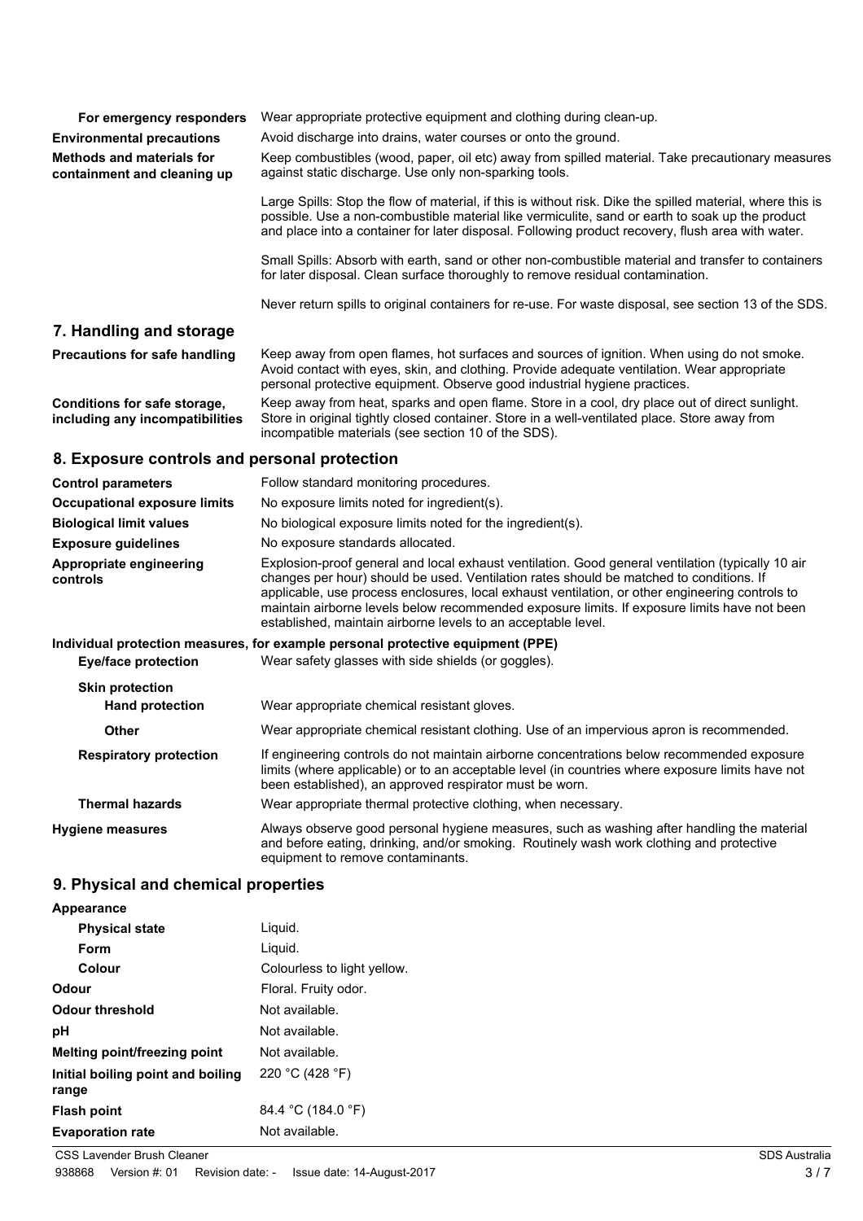**For emergency responders** Wear appropriate protective equipment and clothing during clean-up.

**Environmental precautions** Avoid discharge into drains, water courses or onto the ground.

**Methods and materials for containment and cleaning up** Keep combustibles (wood, paper, oil etc) away from spilled material. Take precautionary measures against static discharge. Use only non-sparking tools.

Large Spills: Stop the flow of material, if this is without risk. Dike the spilled material, where this is possible. Use a non-combustible material like vermiculite, sand or earth to soak up the product and place into a container for later disposal. Following product recovery, flush area with water.

Small Spills: Absorb with earth, sand or other non-combustible material and transfer to containers for later disposal. Clean surface thoroughly to remove residual contamination.

Never return spills to original containers for re-use. For waste disposal, see section 13 of the SDS.

## 7. Handling and storage

**Precautions for safe handling** Keep away from open flames, hot surfaces and sources of ignition. When using do not smoke. Avoid contact with eyes, skin, and clothing. Provide adequate ventilation. Wear appropriate personal protective equipment. Observe good industrial hygiene practices.

**Conditions for safe storage, including any incompatibilities** Keep away from heat, sparks and open flame. Store in a cool, dry place out of direct sunlight. Store in original tightly closed container. Store in a well-ventilated place. Store away from incompatible materials (see section 10 of the SDS).

## 8. Exposure controls and personal protection

**Control parameters** Follow standard monitoring procedures.

**Occupational exposure limits** No exposure limits noted for ingredient(s).

**Biological limit values** No biological exposure limits noted for the ingredient(s).

**Exposure guidelines** No exposure standards allocated.

**Appropriate engineering controls** Explosion-proof general and local exhaust ventilation. Good general ventilation (typically 10 air changes per hour) should be used. Ventilation rates should be matched to conditions. If applicable, use process enclosures, local exhaust ventilation, or other engineering controls to maintain airborne levels below recommended exposure limits. If exposure limits have not been established, maintain airborne levels to an acceptable level.

**Individual protection measures, for example personal protective equipment (PPE)**

**Eye/face protection** Wear safety glasses with side shields (or goggles).

**Skin protection**

**Hand protection** Wear appropriate chemical resistant gloves.

**Other** Wear appropriate chemical resistant clothing. Use of an impervious apron is recommended.

**Respiratory protection** If engineering controls do not maintain airborne concentrations below recommended exposure limits (where applicable) or to an acceptable level (in countries where exposure limits have not been established), an approved respirator must be worn.

**Thermal hazards** Wear appropriate thermal protective clothing, when necessary.

**Hygiene measures** Always observe good personal hygiene measures, such as washing after handling the material and before eating, drinking, and/or smoking. Routinely wash work clothing and protective equipment to remove contaminants.

## 9. Physical and chemical properties

**Appearance**

| | |
|---|---|
| **Physical state** | Liquid. |
| **Form** | Liquid. |
| **Colour** | Colourless to light yellow. |
| **Odour** | Floral. Fruity odor. |
| **Odour threshold** | Not available. |
| **pH** | Not available. |
| **Melting point/freezing point** | Not available. |
| **Initial boiling point and boiling range** | 220 °C (428 °F) |
| **Flash point** | 84.4 °C (184.0 °F) |
| **Evaporation rate** | Not available. |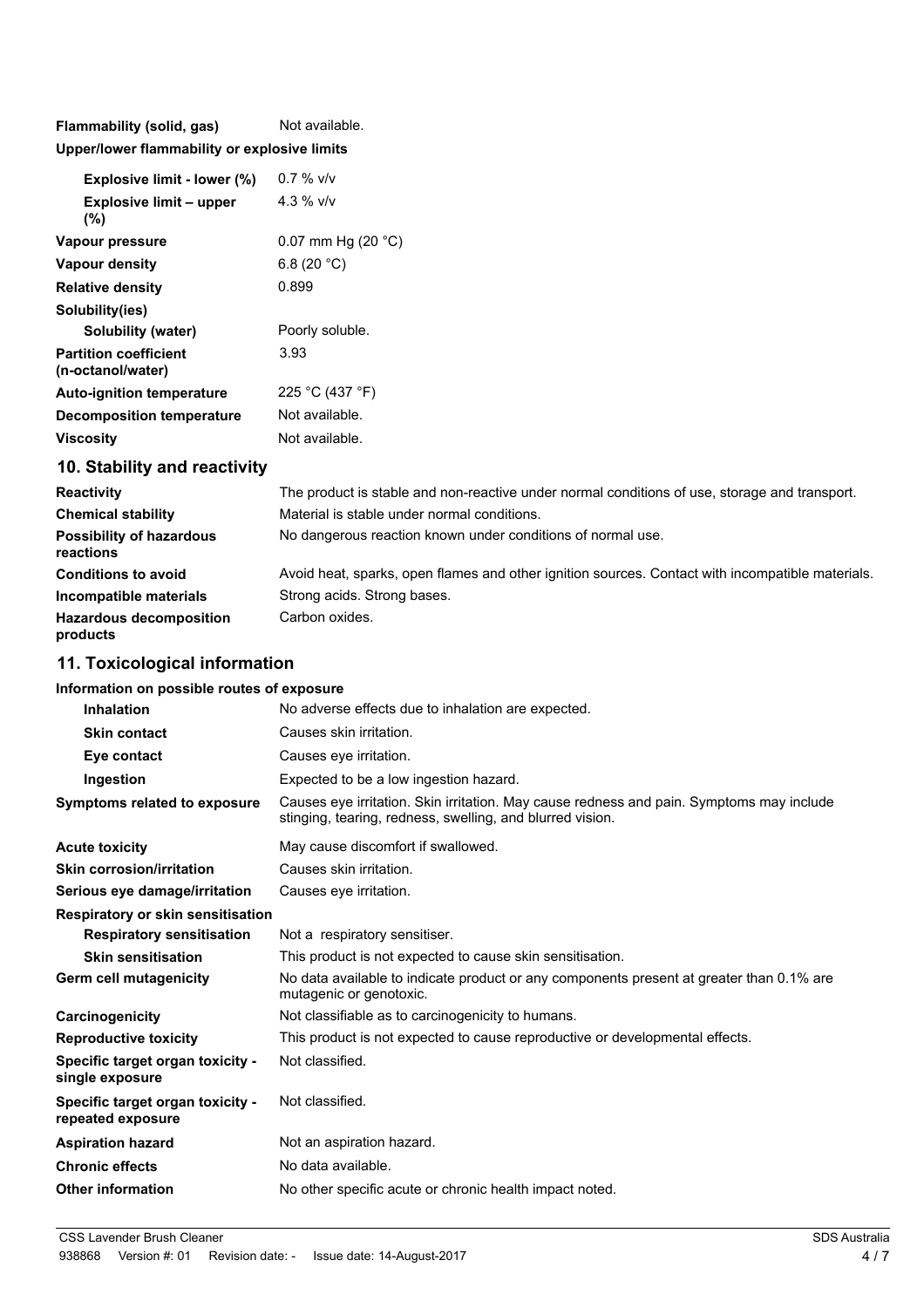| | |
|---|---|
| **Flammability (solid, gas)** | Not available. |
| **Upper/lower flammability or explosive limits** | |
| **Explosive limit - lower (%)** | 0.7 % v/v |
| **Explosive limit – upper (%)** | 4.3 % v/v |
| **Vapour pressure** | 0.07 mm Hg (20 °C) |
| **Vapour density** | 6.8 (20 °C) |
| **Relative density** | 0.899 |
| **Solubility(ies)** | |
| **Solubility (water)** | Poorly soluble. |
| **Partition coefficient (n-octanol/water)** | 3.93 |
| **Auto-ignition temperature** | 225 °C (437 °F) |
| **Decomposition temperature** | Not available. |
| **Viscosity** | Not available. |

## 10. Stability and reactivity

| | |
|---|---|
| **Reactivity** | The product is stable and non-reactive under normal conditions of use, storage and transport. |
| **Chemical stability** | Material is stable under normal conditions. |
| **Possibility of hazardous reactions** | No dangerous reaction known under conditions of normal use. |
| **Conditions to avoid** | Avoid heat, sparks, open flames and other ignition sources. Contact with incompatible materials. |
| **Incompatible materials** | Strong acids. Strong bases. |
| **Hazardous decomposition products** | Carbon oxides. |

## 11. Toxicological information

| | |
|---|---|
| **Information on possible routes of exposure** | |
| **Inhalation** | No adverse effects due to inhalation are expected. |
| **Skin contact** | Causes skin irritation. |
| **Eye contact** | Causes eye irritation. |
| **Ingestion** | Expected to be a low ingestion hazard. |
| **Symptoms related to exposure** | Causes eye irritation. Skin irritation. May cause redness and pain. Symptoms may include stinging, tearing, redness, swelling, and blurred vision. |
| **Acute toxicity** | May cause discomfort if swallowed. |
| **Skin corrosion/irritation** | Causes skin irritation. |
| **Serious eye damage/irritation** | Causes eye irritation. |
| **Respiratory or skin sensitisation** | |
| **Respiratory sensitisation** | Not a respiratory sensitiser. |
| **Skin sensitisation** | This product is not expected to cause skin sensitisation. |
| **Germ cell mutagenicity** | No data available to indicate product or any components present at greater than 0.1% are mutagenic or genotoxic. |
| **Carcinogenicity** | Not classifiable as to carcinogenicity to humans. |
| **Reproductive toxicity** | This product is not expected to cause reproductive or developmental effects. |
| **Specific target organ toxicity - single exposure** | Not classified. |
| **Specific target organ toxicity - repeated exposure** | Not classified. |
| **Aspiration hazard** | Not an aspiration hazard. |
| **Chronic effects** | No data available. |
| **Other information** | No other specific acute or chronic health impact noted. |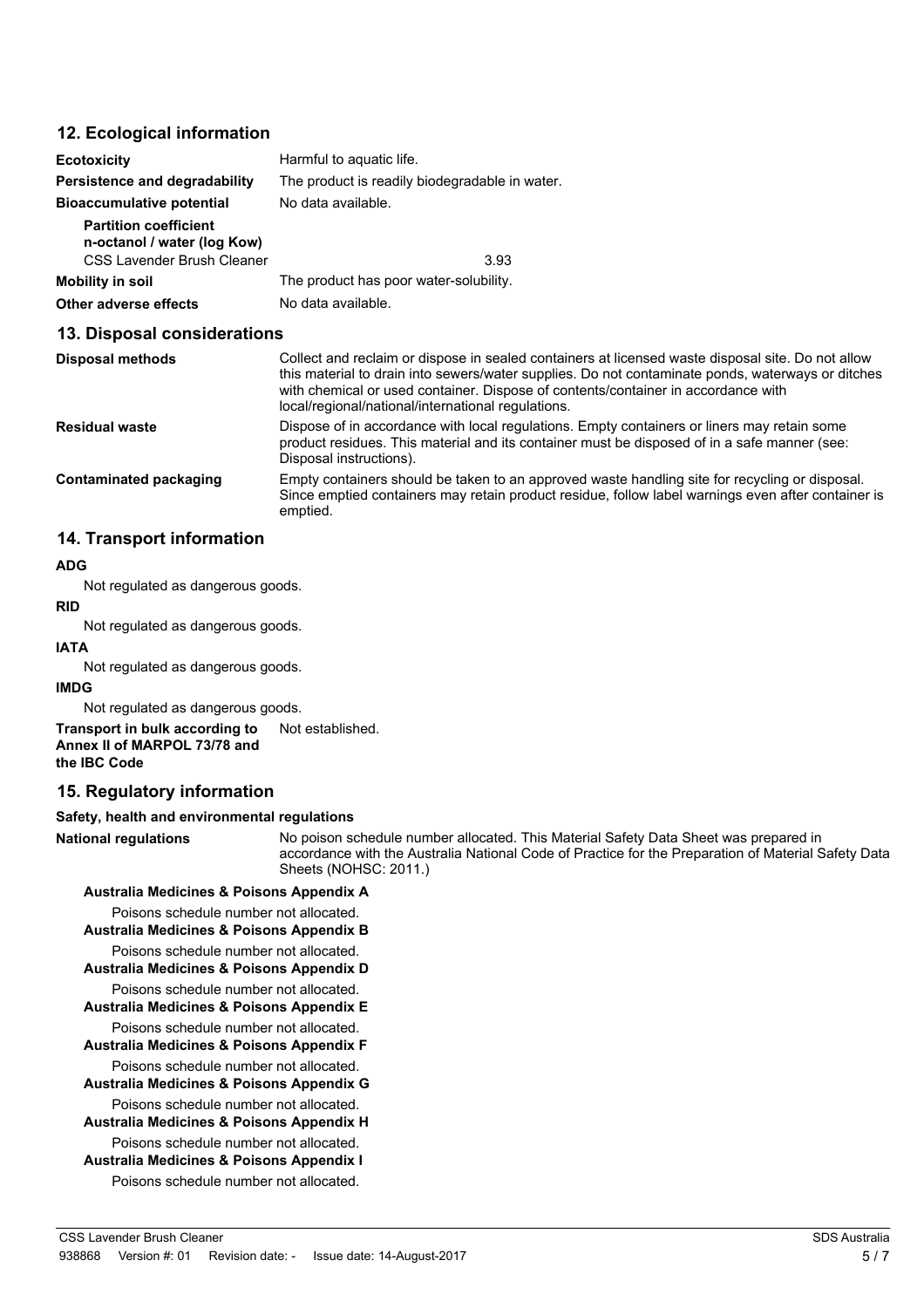## 12. Ecological information

| | |
|---|---|
| **Ecotoxicity** | Harmful to aquatic life. |
| **Persistence and degradability** | The product is readily biodegradable in water. |
| **Bioaccumulative potential** | No data available. |
| **Partition coefficient n-octanol / water (log Kow)** | |
| CSS Lavender Brush Cleaner | 3.93 |
| **Mobility in soil** | The product has poor water-solubility. |
| **Other adverse effects** | No data available. |

## 13. Disposal considerations

| | |
|---|---|
| **Disposal methods** | Collect and reclaim or dispose in sealed containers at licensed waste disposal site. Do not allow this material to drain into sewers/water supplies. Do not contaminate ponds, waterways or ditches with chemical or used container. Dispose of contents/container in accordance with local/regional/national/international regulations. |
| **Residual waste** | Dispose of in accordance with local regulations. Empty containers or liners may retain some product residues. This material and its container must be disposed of in a safe manner (see: Disposal instructions). |
| **Contaminated packaging** | Empty containers should be taken to an approved waste handling site for recycling or disposal. Since emptied containers may retain product residue, follow label warnings even after container is emptied. |

## 14. Transport information

**ADG**

Not regulated as dangerous goods.

**RID**

Not regulated as dangerous goods.

**IATA**

Not regulated as dangerous goods.

**IMDG**

Not regulated as dangerous goods.

**Transport in bulk according to Annex II of MARPOL 73/78 and the IBC Code** Not established.

## 15. Regulatory information

**Safety, health and environmental regulations**

**National regulations** No poison schedule number allocated. This Material Safety Data Sheet was prepared in accordance with the Australia National Code of Practice for the Preparation of Material Safety Data Sheets (NOHSC: 2011.)

**Australia Medicines & Poisons Appendix A**

Poisons schedule number not allocated.

**Australia Medicines & Poisons Appendix B**

Poisons schedule number not allocated.

**Australia Medicines & Poisons Appendix D**

Poisons schedule number not allocated.

**Australia Medicines & Poisons Appendix E**

Poisons schedule number not allocated.

**Australia Medicines & Poisons Appendix F**

Poisons schedule number not allocated.

**Australia Medicines & Poisons Appendix G**

Poisons schedule number not allocated.

**Australia Medicines & Poisons Appendix H**

Poisons schedule number not allocated.

**Australia Medicines & Poisons Appendix I**

Poisons schedule number not allocated.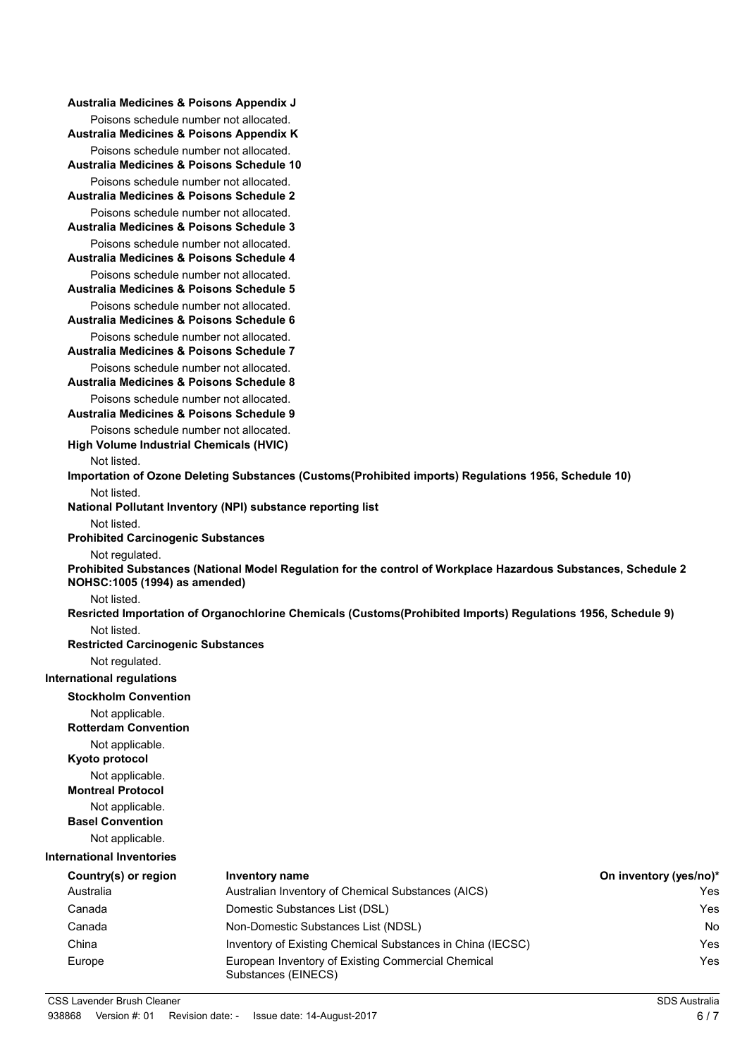**Australia Medicines & Poisons Appendix J**

Poisons schedule number not allocated.

**Australia Medicines & Poisons Appendix K**

Poisons schedule number not allocated.

**Australia Medicines & Poisons Schedule 10**

Poisons schedule number not allocated.

**Australia Medicines & Poisons Schedule 2**

Poisons schedule number not allocated.

**Australia Medicines & Poisons Schedule 3**

Poisons schedule number not allocated.

**Australia Medicines & Poisons Schedule 4**

Poisons schedule number not allocated.

**Australia Medicines & Poisons Schedule 5**

Poisons schedule number not allocated.

**Australia Medicines & Poisons Schedule 6**

Poisons schedule number not allocated.

**Australia Medicines & Poisons Schedule 7**

Poisons schedule number not allocated.

**Australia Medicines & Poisons Schedule 8**

Poisons schedule number not allocated.

**Australia Medicines & Poisons Schedule 9**

Poisons schedule number not allocated.

**High Volume Industrial Chemicals (HVIC)**

Not listed.

**Importation of Ozone Deleting Substances (Customs(Prohibited imports) Regulations 1956, Schedule 10)**

Not listed.

**National Pollutant Inventory (NPI) substance reporting list**

Not listed.

**Prohibited Carcinogenic Substances**

Not regulated.

**Prohibited Substances (National Model Regulation for the control of Workplace Hazardous Substances, Schedule 2 NOHSC:1005 (1994) as amended)**

Not listed.

**Resricted Importation of Organochlorine Chemicals (Customs(Prohibited Imports) Regulations 1956, Schedule 9)**

Not listed.

**Restricted Carcinogenic Substances**

Not regulated.

**International regulations**

**Stockholm Convention**

Not applicable.

**Rotterdam Convention**

Not applicable.

**Kyoto protocol**

Not applicable.

**Montreal Protocol**

Not applicable.

**Basel Convention**

Not applicable.

**International Inventories**

| Country(s) or region | Inventory name | On inventory (yes/no)* |
|---|---|---|
| Australia | Australian Inventory of Chemical Substances (AICS) | Yes |
| Canada | Domestic Substances List (DSL) | Yes |
| Canada | Non-Domestic Substances List (NDSL) | No |
| China | Inventory of Existing Chemical Substances in China (IECSC) | Yes |
| Europe | European Inventory of Existing Commercial Chemical Substances (EINECS) | Yes |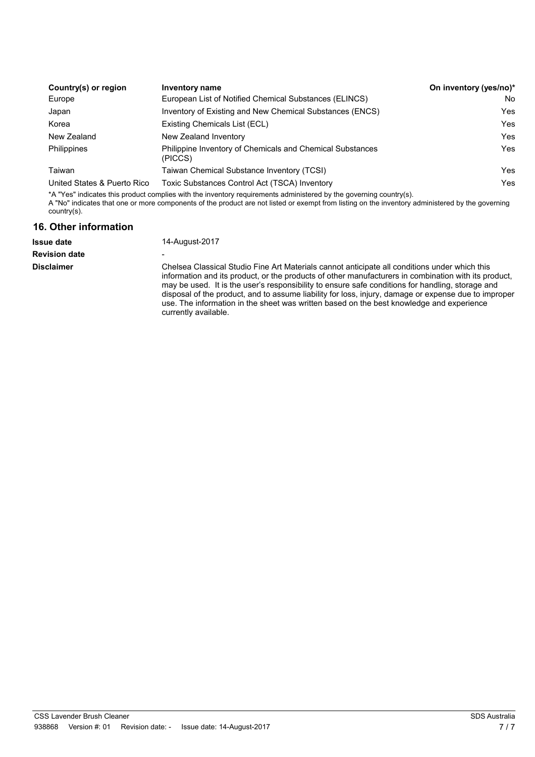| Country(s) or region | Inventory name | On inventory (yes/no)* |
| --- | --- | --- |
| Europe | European List of Notified Chemical Substances (ELINCS) | No |
| Japan | Inventory of Existing and New Chemical Substances (ENCS) | Yes |
| Korea | Existing Chemicals List (ECL) | Yes |
| New Zealand | New Zealand Inventory | Yes |
| Philippines | Philippine Inventory of Chemicals and Chemical Substances (PICCS) | Yes |
| Taiwan | Taiwan Chemical Substance Inventory (TCSI) | Yes |
| United States & Puerto Rico | Toxic Substances Control Act (TSCA) Inventory | Yes |

*A "Yes" indicates this product complies with the inventory requirements administered by the governing country(s).
A "No" indicates that one or more components of the product are not listed or exempt from listing on the inventory administered by the governing country(s).

## 16. Other information

**Issue date** 14-August-2017

**Revision date** -

**Disclaimer** Chelsea Classical Studio Fine Art Materials cannot anticipate all conditions under which this information and its product, or the products of other manufacturers in combination with its product, may be used. It is the user's responsibility to ensure safe conditions for handling, storage and disposal of the product, and to assume liability for loss, injury, damage or expense due to improper use. The information in the sheet was written based on the best knowledge and experience currently available.